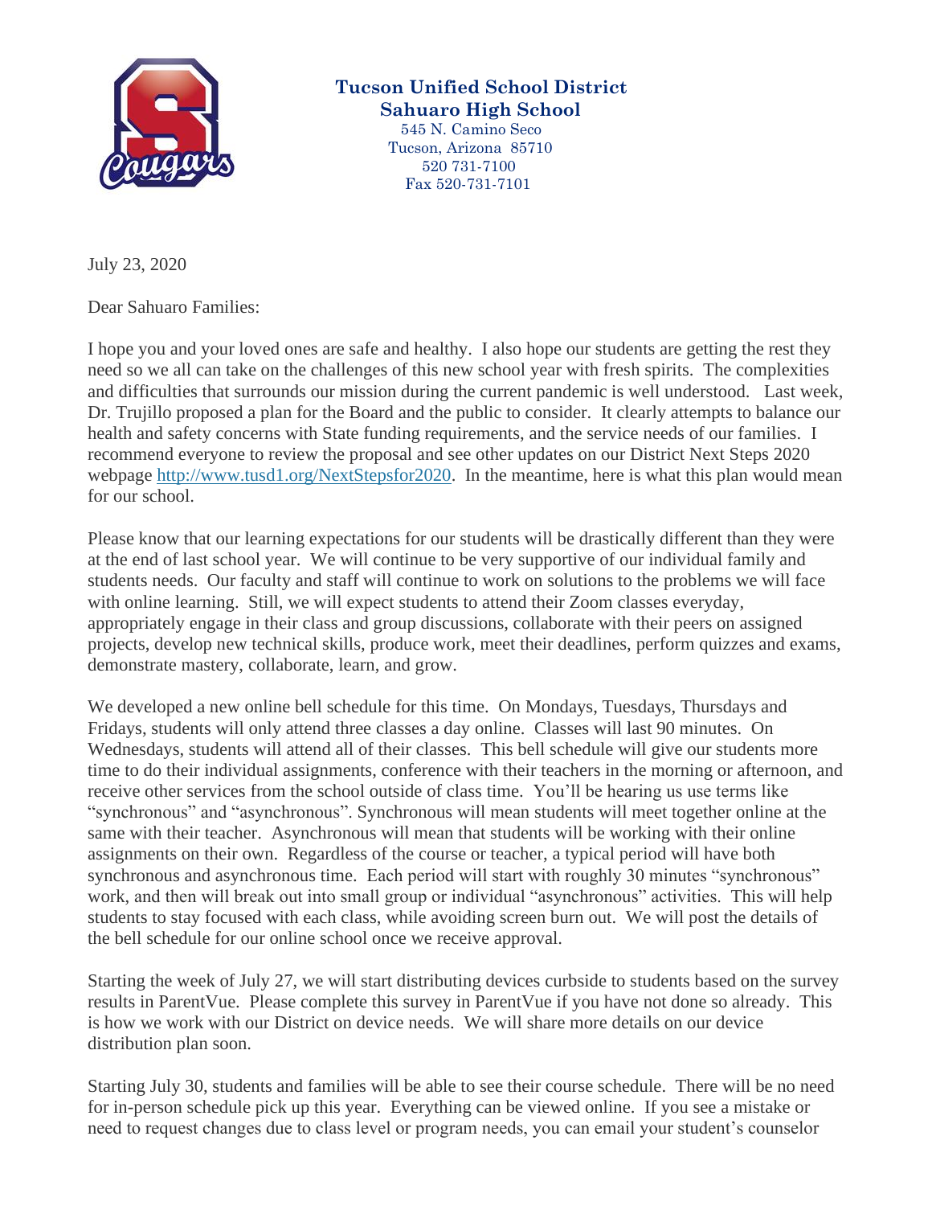**Tucson Unified School District**
**Sahuaro High School**
545 N. Camino Seco
Tucson, Arizona 85710
520 731-7100
Fax 520-731-7101

July 23, 2020

Dear Sahuaro Families:

I hope you and your loved ones are safe and healthy. I also hope our students are getting the rest they need so we all can take on the challenges of this new school year with fresh spirits. The complexities and difficulties that surrounds our mission during the current pandemic is well understood. Last week, Dr. Trujillo proposed a plan for the Board and the public to consider. It clearly attempts to balance our health and safety concerns with State funding requirements, and the service needs of our families. I recommend everyone to review the proposal and see other updates on our District Next Steps 2020 webpage http://www.tusd1.org/NextStepsfor2020. In the meantime, here is what this plan would mean for our school.

Please know that our learning expectations for our students will be drastically different than they were at the end of last school year. We will continue to be very supportive of our individual family and students needs. Our faculty and staff will continue to work on solutions to the problems we will face with online learning. Still, we will expect students to attend their Zoom classes everyday, appropriately engage in their class and group discussions, collaborate with their peers on assigned projects, develop new technical skills, produce work, meet their deadlines, perform quizzes and exams, demonstrate mastery, collaborate, learn, and grow.

We developed a new online bell schedule for this time. On Mondays, Tuesdays, Thursdays and Fridays, students will only attend three classes a day online. Classes will last 90 minutes. On Wednesdays, students will attend all of their classes. This bell schedule will give our students more time to do their individual assignments, conference with their teachers in the morning or afternoon, and receive other services from the school outside of class time. You'll be hearing us use terms like "synchronous" and "asynchronous". Synchronous will mean students will meet together online at the same with their teacher. Asynchronous will mean that students will be working with their online assignments on their own. Regardless of the course or teacher, a typical period will have both synchronous and asynchronous time. Each period will start with roughly 30 minutes "synchronous" work, and then will break out into small group or individual "asynchronous" activities. This will help students to stay focused with each class, while avoiding screen burn out. We will post the details of the bell schedule for our online school once we receive approval.

Starting the week of July 27, we will start distributing devices curbside to students based on the survey results in ParentVue. Please complete this survey in ParentVue if you have not done so already. This is how we work with our District on device needs. We will share more details on our device distribution plan soon.

Starting July 30, students and families will be able to see their course schedule. There will be no need for in-person schedule pick up this year. Everything can be viewed online. If you see a mistake or need to request changes due to class level or program needs, you can email your student's counselor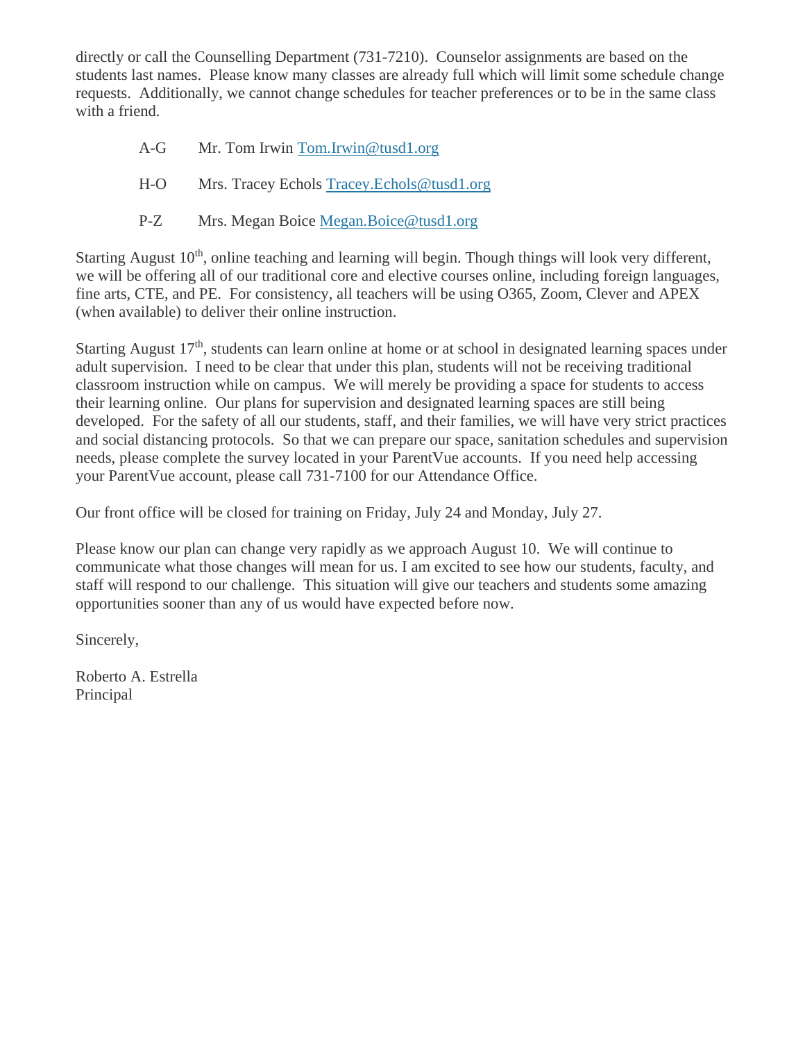directly or call the Counselling Department (731-7210). Counselor assignments are based on the students last names. Please know many classes are already full which will limit some schedule change requests. Additionally, we cannot change schedules for teacher preferences or to be in the same class with a friend.

A-G Mr. Tom Irwin Tom.Irwin@tusd1.org

H-O Mrs. Tracey Echols Tracey.Echols@tusd1.org

P-Z Mrs. Megan Boice Megan.Boice@tusd1.org

Starting August 10th, online teaching and learning will begin. Though things will look very different, we will be offering all of our traditional core and elective courses online, including foreign languages, fine arts, CTE, and PE. For consistency, all teachers will be using O365, Zoom, Clever and APEX (when available) to deliver their online instruction.

Starting August 17th, students can learn online at home or at school in designated learning spaces under adult supervision. I need to be clear that under this plan, students will not be receiving traditional classroom instruction while on campus. We will merely be providing a space for students to access their learning online. Our plans for supervision and designated learning spaces are still being developed. For the safety of all our students, staff, and their families, we will have very strict practices and social distancing protocols. So that we can prepare our space, sanitation schedules and supervision needs, please complete the survey located in your ParentVue accounts. If you need help accessing your ParentVue account, please call 731-7100 for our Attendance Office.

Our front office will be closed for training on Friday, July 24 and Monday, July 27.

Please know our plan can change very rapidly as we approach August 10. We will continue to communicate what those changes will mean for us. I am excited to see how our students, faculty, and staff will respond to our challenge. This situation will give our teachers and students some amazing opportunities sooner than any of us would have expected before now.

Sincerely,

Roberto A. Estrella
Principal